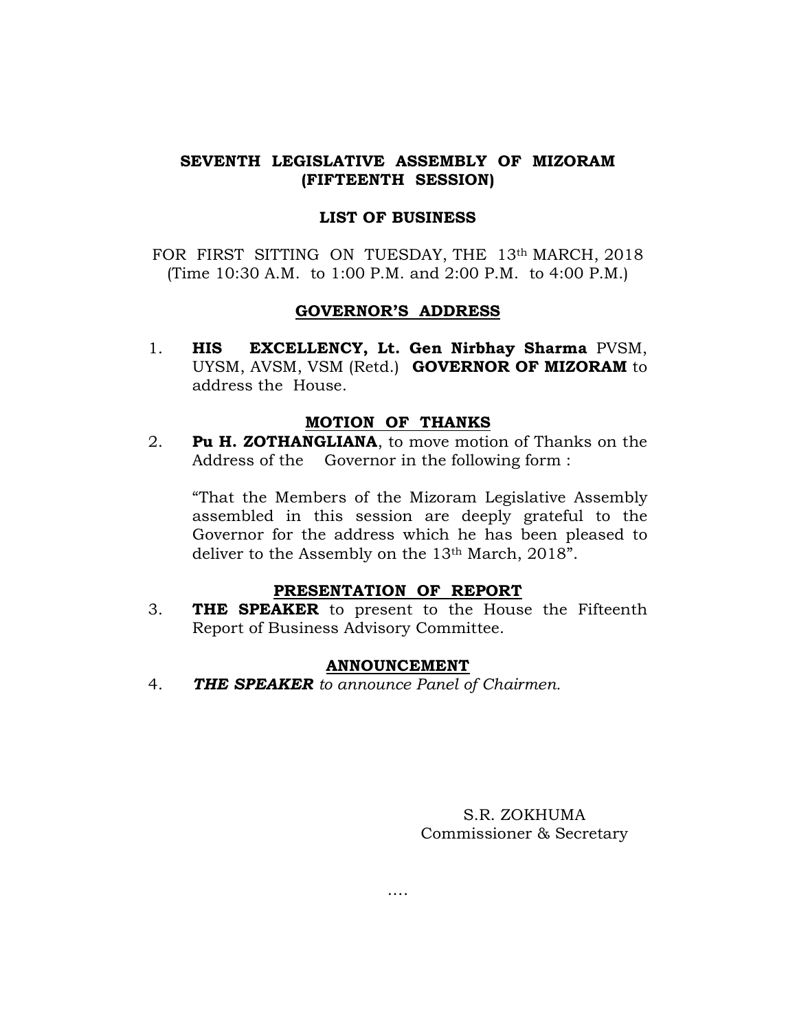**SEVENTH LEGISLATIVE ASSEMBLY OF MIZORAM**
**(FIFTEENTH SESSION)**

**LIST OF BUSINESS**

FOR FIRST SITTING ON TUESDAY, THE 13th MARCH, 2018
(Time 10:30 A.M. to 1:00 P.M. and 2:00 P.M. to 4:00 P.M.)

## GOVERNOR'S ADDRESS

1. **HIS EXCELLENCY, Lt. Gen Nirbhay Sharma** PVSM, UYSM, AVSM, VSM (Retd.) **GOVERNOR OF MIZORAM** to address the House.

## MOTION OF THANKS

2. **Pu H. ZOTHANGLIANA**, to move motion of Thanks on the Address of the Governor in the following form :

   "That the Members of the Mizoram Legislative Assembly assembled in this session are deeply grateful to the Governor for the address which he has been pleased to deliver to the Assembly on the 13th March, 2018".

## PRESENTATION OF REPORT

3. **THE SPEAKER** to present to the House the Fifteenth Report of Business Advisory Committee.

## ANNOUNCEMENT

4. ***THE SPEAKER*** *to announce Panel of Chairmen.*

S.R. ZOKHUMA
Commissioner & Secretary

....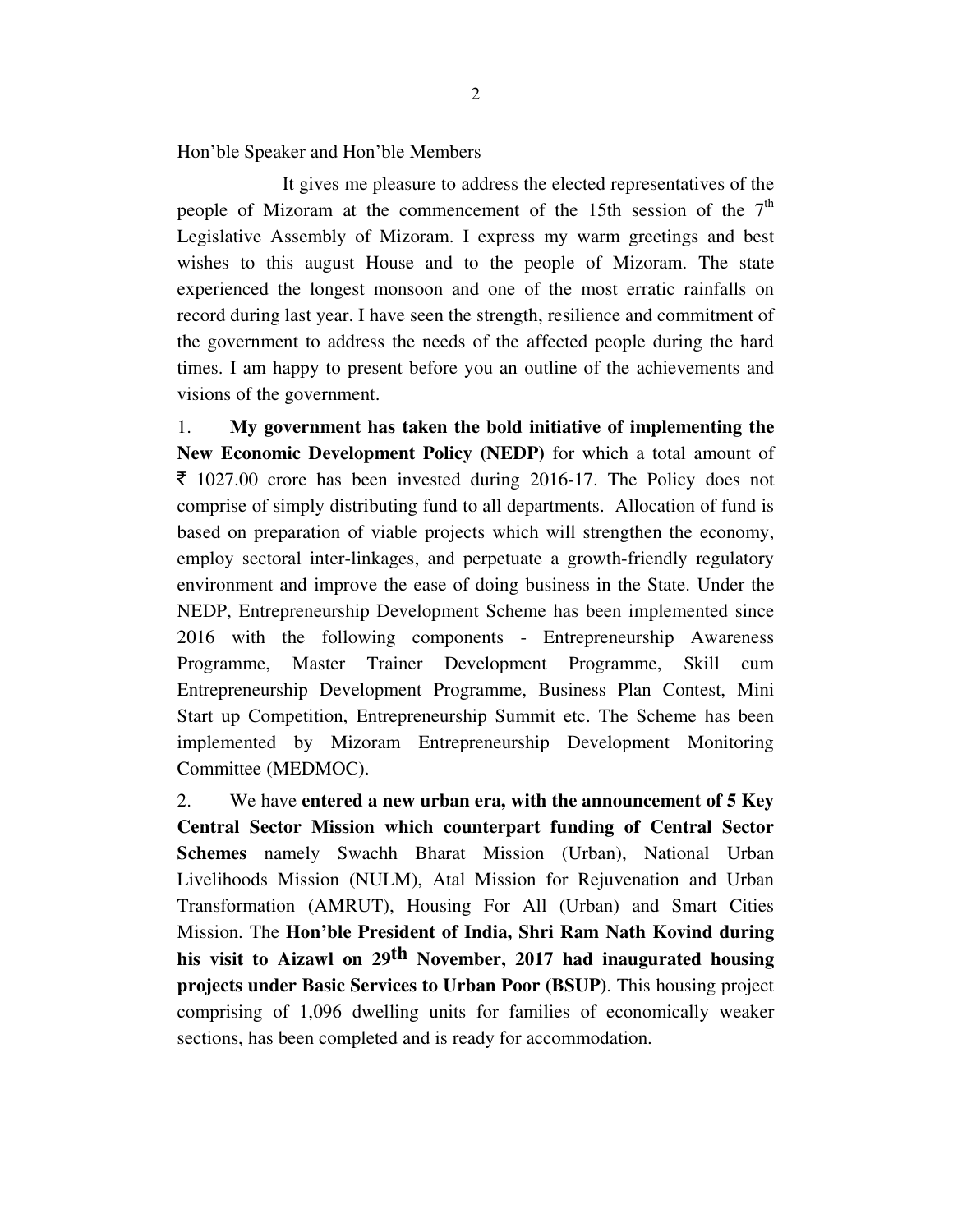Hon'ble Speaker and Hon'ble Members

It gives me pleasure to address the elected representatives of the people of Mizoram at the commencement of the 15th session of the 7th Legislative Assembly of Mizoram. I express my warm greetings and best wishes to this august House and to the people of Mizoram. The state experienced the longest monsoon and one of the most erratic rainfalls on record during last year. I have seen the strength, resilience and commitment of the government to address the needs of the affected people during the hard times. I am happy to present before you an outline of the achievements and visions of the government.

1. **My government has taken the bold initiative of implementing the New Economic Development Policy (NEDP)** for which a total amount of ₹ 1027.00 crore has been invested during 2016-17. The Policy does not comprise of simply distributing fund to all departments. Allocation of fund is based on preparation of viable projects which will strengthen the economy, employ sectoral inter-linkages, and perpetuate a growth-friendly regulatory environment and improve the ease of doing business in the State. Under the NEDP, Entrepreneurship Development Scheme has been implemented since 2016 with the following components - Entrepreneurship Awareness Programme, Master Trainer Development Programme, Skill cum Entrepreneurship Development Programme, Business Plan Contest, Mini Start up Competition, Entrepreneurship Summit etc. The Scheme has been implemented by Mizoram Entrepreneurship Development Monitoring Committee (MEDMOC).

2. We have **entered a new urban era, with the announcement of 5 Key Central Sector Mission which counterpart funding of Central Sector Schemes** namely Swachh Bharat Mission (Urban), National Urban Livelihoods Mission (NULM), Atal Mission for Rejuvenation and Urban Transformation (AMRUT), Housing For All (Urban) and Smart Cities Mission. The **Hon'ble President of India, Shri Ram Nath Kovind during his visit to Aizawl on 29th November, 2017 had inaugurated housing projects under Basic Services to Urban Poor (BSUP)**. This housing project comprising of 1,096 dwelling units for families of economically weaker sections, has been completed and is ready for accommodation.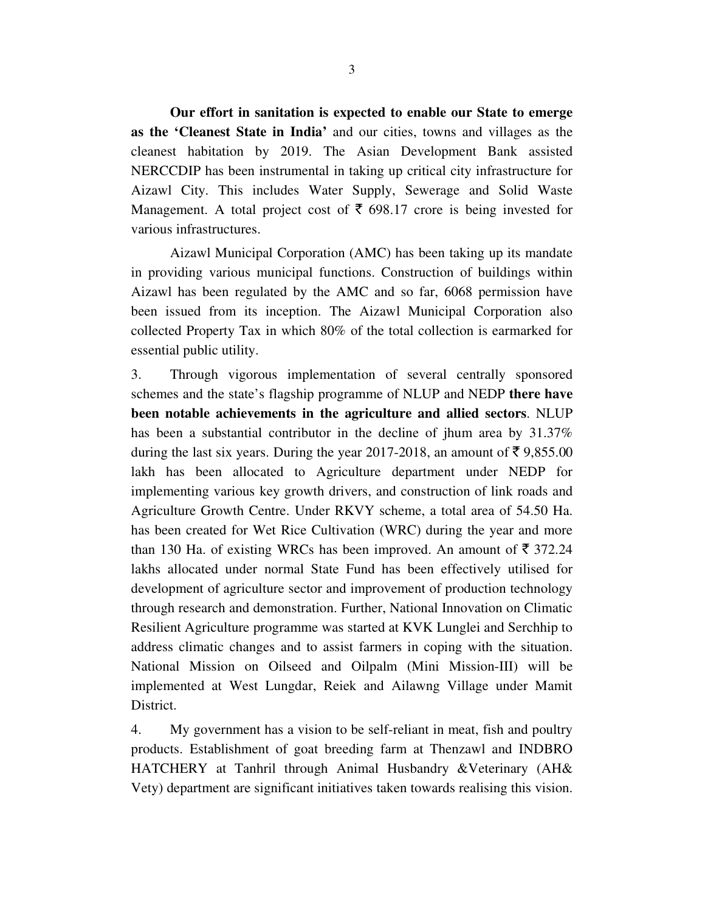**Our effort in sanitation is expected to enable our State to emerge as the 'Cleanest State in India'** and our cities, towns and villages as the cleanest habitation by 2019. The Asian Development Bank assisted NERCCDIP has been instrumental in taking up critical city infrastructure for Aizawl City. This includes Water Supply, Sewerage and Solid Waste Management. A total project cost of ₹ 698.17 crore is being invested for various infrastructures.

Aizawl Municipal Corporation (AMC) has been taking up its mandate in providing various municipal functions. Construction of buildings within Aizawl has been regulated by the AMC and so far, 6068 permission have been issued from its inception. The Aizawl Municipal Corporation also collected Property Tax in which 80% of the total collection is earmarked for essential public utility.

3. Through vigorous implementation of several centrally sponsored schemes and the state's flagship programme of NLUP and NEDP **there have been notable achievements in the agriculture and allied sectors**. NLUP has been a substantial contributor in the decline of jhum area by 31.37% during the last six years. During the year 2017-2018, an amount of ₹ 9,855.00 lakh has been allocated to Agriculture department under NEDP for implementing various key growth drivers, and construction of link roads and Agriculture Growth Centre. Under RKVY scheme, a total area of 54.50 Ha. has been created for Wet Rice Cultivation (WRC) during the year and more than 130 Ha. of existing WRCs has been improved. An amount of ₹ 372.24 lakhs allocated under normal State Fund has been effectively utilised for development of agriculture sector and improvement of production technology through research and demonstration. Further, National Innovation on Climatic Resilient Agriculture programme was started at KVK Lunglei and Serchhip to address climatic changes and to assist farmers in coping with the situation. National Mission on Oilseed and Oilpalm (Mini Mission-III) will be implemented at West Lungdar, Reiek and Ailawng Village under Mamit District.

4. My government has a vision to be self-reliant in meat, fish and poultry products. Establishment of goat breeding farm at Thenzawl and INDBRO HATCHERY at Tanhril through Animal Husbandry &Veterinary (AH& Vety) department are significant initiatives taken towards realising this vision.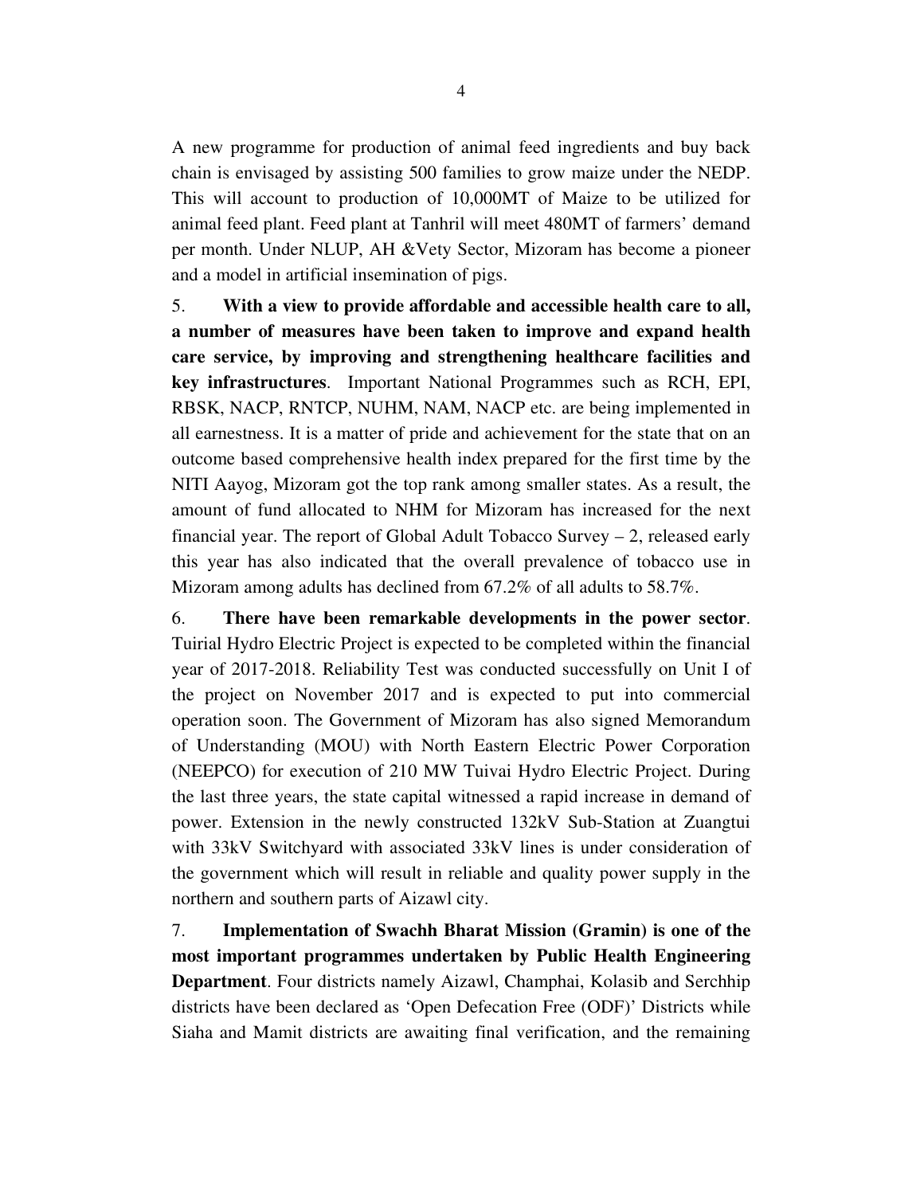A new programme for production of animal feed ingredients and buy back chain is envisaged by assisting 500 families to grow maize under the NEDP. This will account to production of 10,000MT of Maize to be utilized for animal feed plant. Feed plant at Tanhril will meet 480MT of farmers' demand per month. Under NLUP, AH &Vety Sector, Mizoram has become a pioneer and a model in artificial insemination of pigs.

5. **With a view to provide affordable and accessible health care to all, a number of measures have been taken to improve and expand health care service, by improving and strengthening healthcare facilities and key infrastructures**. Important National Programmes such as RCH, EPI, RBSK, NACP, RNTCP, NUHM, NAM, NACP etc. are being implemented in all earnestness. It is a matter of pride and achievement for the state that on an outcome based comprehensive health index prepared for the first time by the NITI Aayog, Mizoram got the top rank among smaller states. As a result, the amount of fund allocated to NHM for Mizoram has increased for the next financial year. The report of Global Adult Tobacco Survey – 2, released early this year has also indicated that the overall prevalence of tobacco use in Mizoram among adults has declined from 67.2% of all adults to 58.7%.

6. **There have been remarkable developments in the power sector**. Tuirial Hydro Electric Project is expected to be completed within the financial year of 2017-2018. Reliability Test was conducted successfully on Unit I of the project on November 2017 and is expected to put into commercial operation soon. The Government of Mizoram has also signed Memorandum of Understanding (MOU) with North Eastern Electric Power Corporation (NEEPCO) for execution of 210 MW Tuivai Hydro Electric Project. During the last three years, the state capital witnessed a rapid increase in demand of power. Extension in the newly constructed 132kV Sub-Station at Zuangtui with 33kV Switchyard with associated 33kV lines is under consideration of the government which will result in reliable and quality power supply in the northern and southern parts of Aizawl city.

7. **Implementation of Swachh Bharat Mission (Gramin) is one of the most important programmes undertaken by Public Health Engineering Department**. Four districts namely Aizawl, Champhai, Kolasib and Serchhip districts have been declared as 'Open Defecation Free (ODF)' Districts while Siaha and Mamit districts are awaiting final verification, and the remaining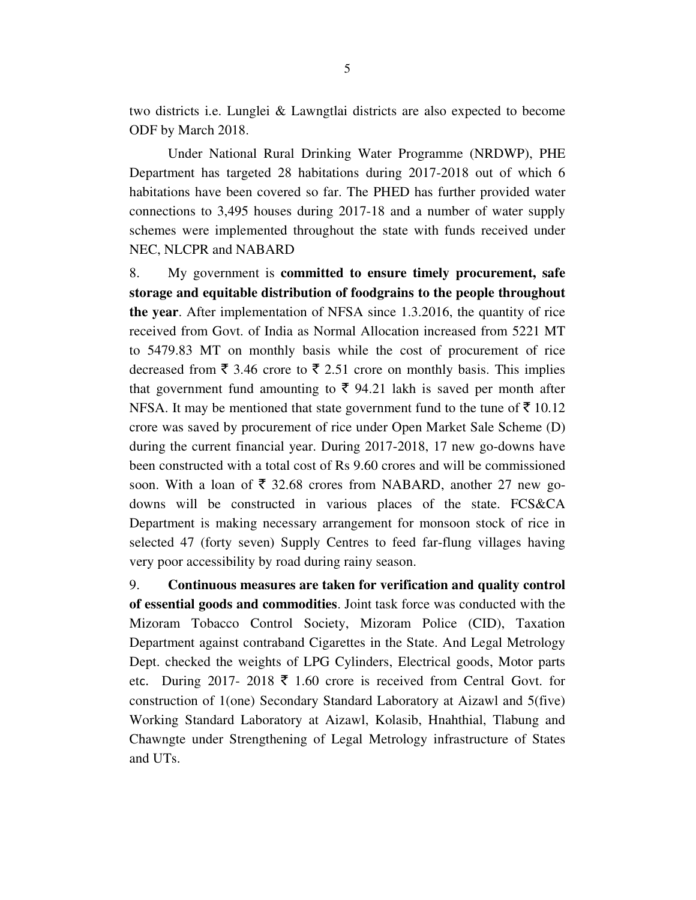two districts i.e. Lunglei & Lawngtlai districts are also expected to become ODF by March 2018.

Under National Rural Drinking Water Programme (NRDWP), PHE Department has targeted 28 habitations during 2017-2018 out of which 6 habitations have been covered so far. The PHED has further provided water connections to 3,495 houses during 2017-18 and a number of water supply schemes were implemented throughout the state with funds received under NEC, NLCPR and NABARD

8. My government is **committed to ensure timely procurement, safe storage and equitable distribution of foodgrains to the people throughout the year**. After implementation of NFSA since 1.3.2016, the quantity of rice received from Govt. of India as Normal Allocation increased from 5221 MT to 5479.83 MT on monthly basis while the cost of procurement of rice decreased from ₹ 3.46 crore to ₹ 2.51 crore on monthly basis. This implies that government fund amounting to ₹ 94.21 lakh is saved per month after NFSA. It may be mentioned that state government fund to the tune of ₹ 10.12 crore was saved by procurement of rice under Open Market Sale Scheme (D) during the current financial year. During 2017-2018, 17 new go-downs have been constructed with a total cost of Rs 9.60 crores and will be commissioned soon. With a loan of ₹ 32.68 crores from NABARD, another 27 new go-downs will be constructed in various places of the state. FCS&CA Department is making necessary arrangement for monsoon stock of rice in selected 47 (forty seven) Supply Centres to feed far-flung villages having very poor accessibility by road during rainy season.

9. **Continuous measures are taken for verification and quality control of essential goods and commodities**. Joint task force was conducted with the Mizoram Tobacco Control Society, Mizoram Police (CID), Taxation Department against contraband Cigarettes in the State. And Legal Metrology Dept. checked the weights of LPG Cylinders, Electrical goods, Motor parts etc. During 2017- 2018 ₹ 1.60 crore is received from Central Govt. for construction of 1(one) Secondary Standard Laboratory at Aizawl and 5(five) Working Standard Laboratory at Aizawl, Kolasib, Hnahthial, Tlabung and Chawngte under Strengthening of Legal Metrology infrastructure of States and UTs.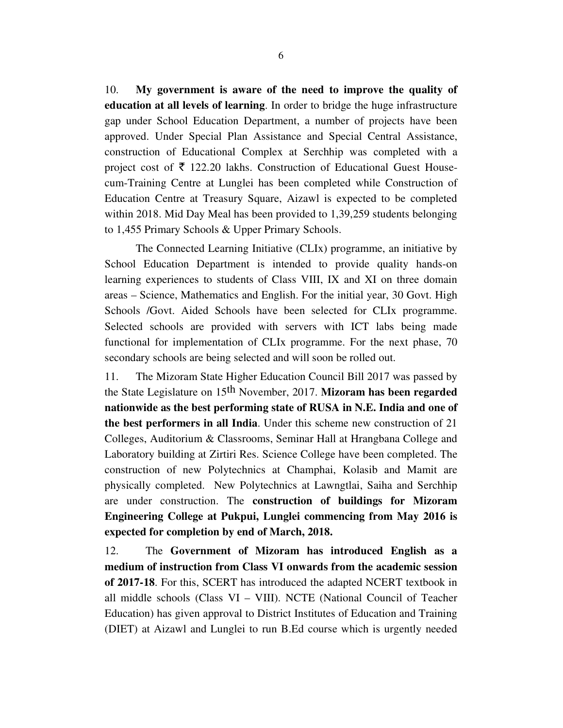10. **My government is aware of the need to improve the quality of education at all levels of learning**. In order to bridge the huge infrastructure gap under School Education Department, a number of projects have been approved. Under Special Plan Assistance and Special Central Assistance, construction of Educational Complex at Serchhip was completed with a project cost of ₹ 122.20 lakhs. Construction of Educational Guest House-cum-Training Centre at Lunglei has been completed while Construction of Education Centre at Treasury Square, Aizawl is expected to be completed within 2018. Mid Day Meal has been provided to 1,39,259 students belonging to 1,455 Primary Schools & Upper Primary Schools.

The Connected Learning Initiative (CLIx) programme, an initiative by School Education Department is intended to provide quality hands-on learning experiences to students of Class VIII, IX and XI on three domain areas – Science, Mathematics and English. For the initial year, 30 Govt. High Schools /Govt. Aided Schools have been selected for CLIx programme. Selected schools are provided with servers with ICT labs being made functional for implementation of CLIx programme. For the next phase, 70 secondary schools are being selected and will soon be rolled out.

11. The Mizoram State Higher Education Council Bill 2017 was passed by the State Legislature on 15th November, 2017. **Mizoram has been regarded nationwide as the best performing state of RUSA in N.E. India and one of the best performers in all India**. Under this scheme new construction of 21 Colleges, Auditorium & Classrooms, Seminar Hall at Hrangbana College and Laboratory building at Zirtiri Res. Science College have been completed. The construction of new Polytechnics at Champhai, Kolasib and Mamit are physically completed. New Polytechnics at Lawngtlai, Saiha and Serchhip are under construction. The **construction of buildings for Mizoram Engineering College at Pukpui, Lunglei commencing from May 2016 is expected for completion by end of March, 2018.**

12. The **Government of Mizoram has introduced English as a medium of instruction from Class VI onwards from the academic session of 2017-18**. For this, SCERT has introduced the adapted NCERT textbook in all middle schools (Class VI – VIII). NCTE (National Council of Teacher Education) has given approval to District Institutes of Education and Training (DIET) at Aizawl and Lunglei to run B.Ed course which is urgently needed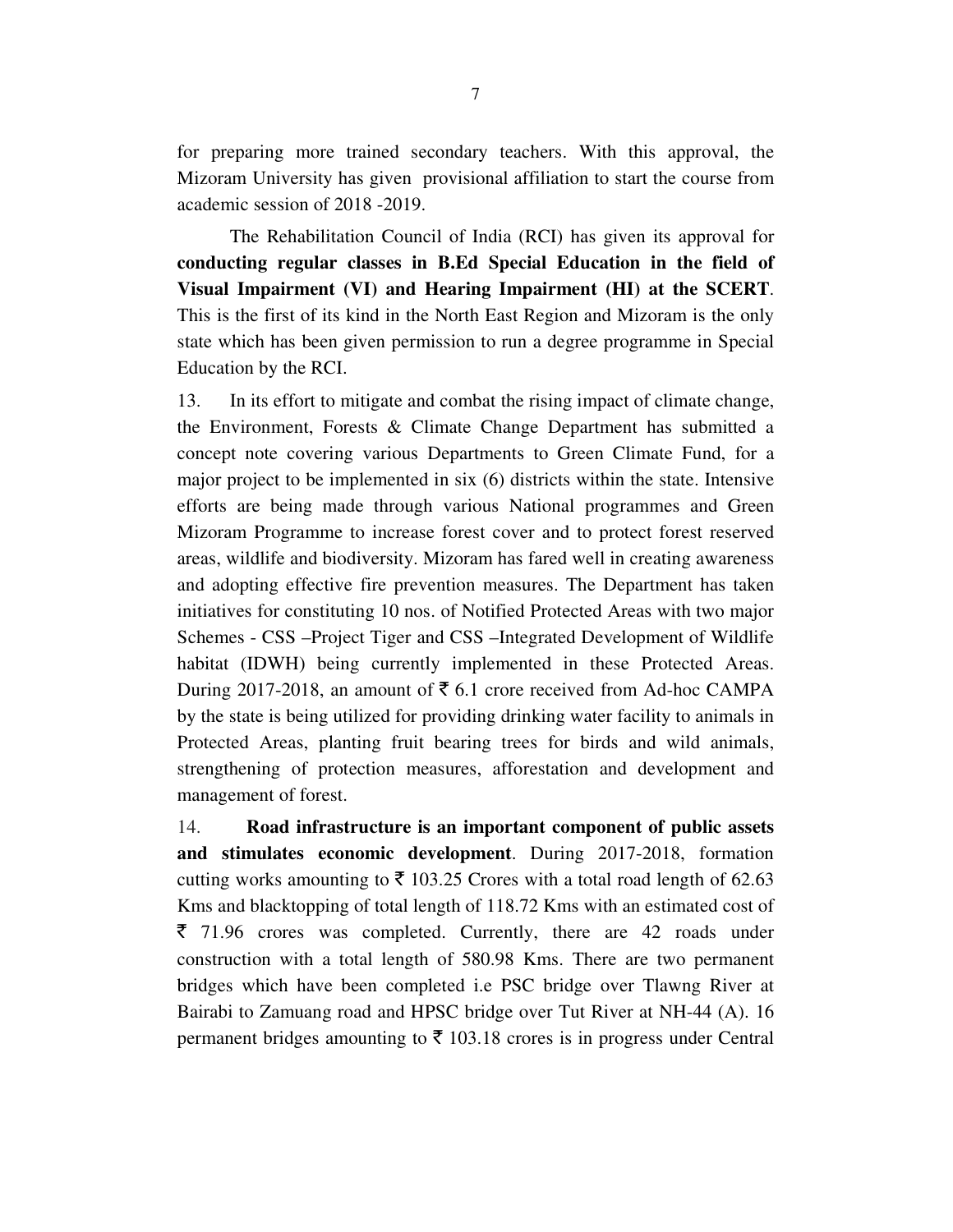for preparing more trained secondary teachers. With this approval, the Mizoram University has given provisional affiliation to start the course from academic session of 2018 -2019.

The Rehabilitation Council of India (RCI) has given its approval for **conducting regular classes in B.Ed Special Education in the field of Visual Impairment (VI) and Hearing Impairment (HI) at the SCERT**. This is the first of its kind in the North East Region and Mizoram is the only state which has been given permission to run a degree programme in Special Education by the RCI.

13. In its effort to mitigate and combat the rising impact of climate change, the Environment, Forests & Climate Change Department has submitted a concept note covering various Departments to Green Climate Fund, for a major project to be implemented in six (6) districts within the state. Intensive efforts are being made through various National programmes and Green Mizoram Programme to increase forest cover and to protect forest reserved areas, wildlife and biodiversity. Mizoram has fared well in creating awareness and adopting effective fire prevention measures. The Department has taken initiatives for constituting 10 nos. of Notified Protected Areas with two major Schemes - CSS –Project Tiger and CSS –Integrated Development of Wildlife habitat (IDWH) being currently implemented in these Protected Areas. During 2017-2018, an amount of ₹ 6.1 crore received from Ad-hoc CAMPA by the state is being utilized for providing drinking water facility to animals in Protected Areas, planting fruit bearing trees for birds and wild animals, strengthening of protection measures, afforestation and development and management of forest.

14. **Road infrastructure is an important component of public assets and stimulates economic development**. During 2017-2018, formation cutting works amounting to ₹ 103.25 Crores with a total road length of 62.63 Kms and blacktopping of total length of 118.72 Kms with an estimated cost of ₹ 71.96 crores was completed. Currently, there are 42 roads under construction with a total length of 580.98 Kms. There are two permanent bridges which have been completed i.e PSC bridge over Tlawng River at Bairabi to Zamuang road and HPSC bridge over Tut River at NH-44 (A). 16 permanent bridges amounting to ₹ 103.18 crores is in progress under Central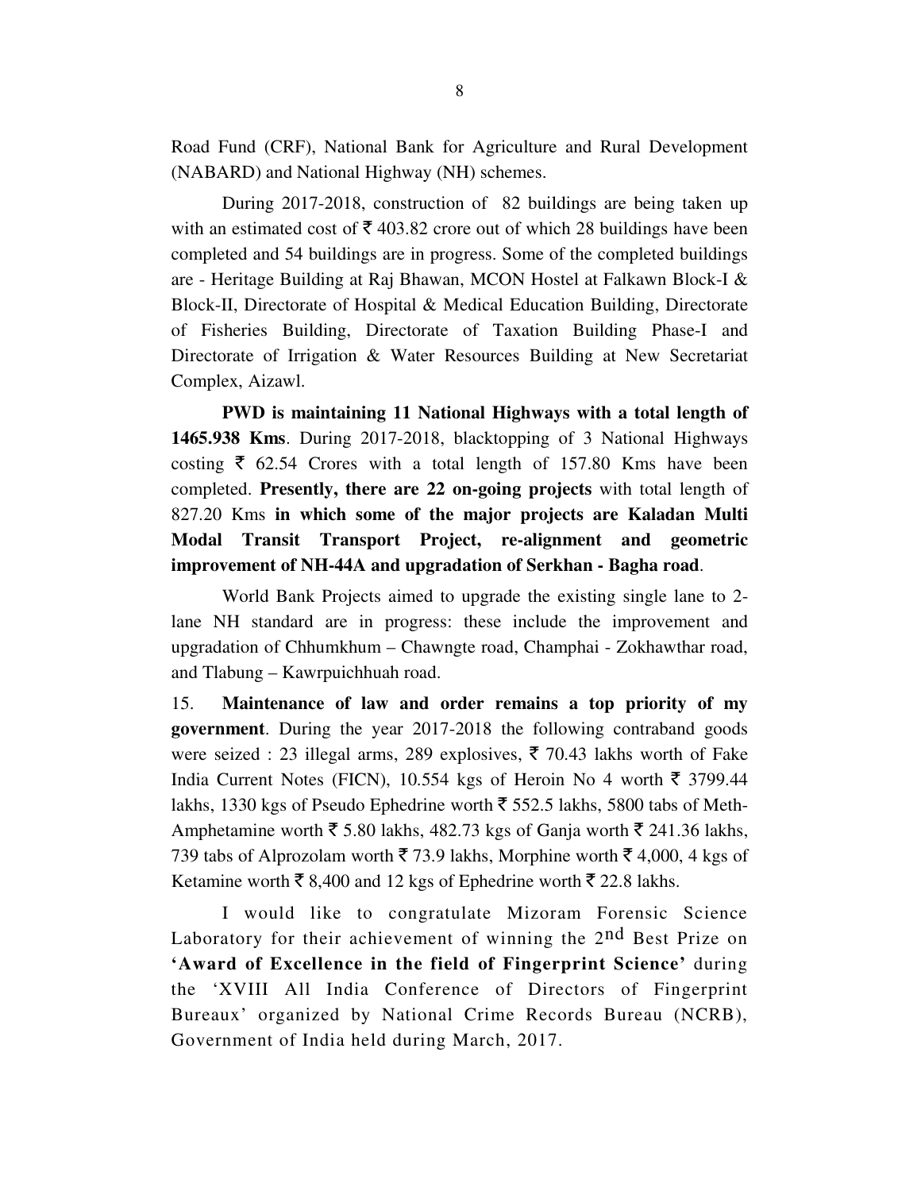Road Fund (CRF), National Bank for Agriculture and Rural Development (NABARD) and National Highway (NH) schemes.

During 2017-2018, construction of 82 buildings are being taken up with an estimated cost of ₹ 403.82 crore out of which 28 buildings have been completed and 54 buildings are in progress. Some of the completed buildings are - Heritage Building at Raj Bhawan, MCON Hostel at Falkawn Block-I & Block-II, Directorate of Hospital & Medical Education Building, Directorate of Fisheries Building, Directorate of Taxation Building Phase-I and Directorate of Irrigation & Water Resources Building at New Secretariat Complex, Aizawl.

**PWD is maintaining 11 National Highways with a total length of 1465.938 Kms**. During 2017-2018, blacktopping of 3 National Highways costing ₹ 62.54 Crores with a total length of 157.80 Kms have been completed. **Presently, there are 22 on-going projects** with total length of 827.20 Kms **in which some of the major projects are Kaladan Multi Modal Transit Transport Project, re-alignment and geometric improvement of NH-44A and upgradation of Serkhan - Bagha road**.

World Bank Projects aimed to upgrade the existing single lane to 2-lane NH standard are in progress: these include the improvement and upgradation of Chhumkhum – Chawngte road, Champhai - Zokhawthar road, and Tlabung – Kawrpuichhuah road.

15. **Maintenance of law and order remains a top priority of my government**. During the year 2017-2018 the following contraband goods were seized : 23 illegal arms, 289 explosives, ₹ 70.43 lakhs worth of Fake India Current Notes (FICN), 10.554 kgs of Heroin No 4 worth ₹ 3799.44 lakhs, 1330 kgs of Pseudo Ephedrine worth ₹ 552.5 lakhs, 5800 tabs of Meth-Amphetamine worth ₹ 5.80 lakhs, 482.73 kgs of Ganja worth ₹ 241.36 lakhs, 739 tabs of Alprozolam worth ₹ 73.9 lakhs, Morphine worth ₹ 4,000, 4 kgs of Ketamine worth ₹ 8,400 and 12 kgs of Ephedrine worth ₹ 22.8 lakhs.

I would like to congratulate Mizoram Forensic Science Laboratory for their achievement of winning the 2nd Best Prize on **'Award of Excellence in the field of Fingerprint Science'** during the 'XVIII All India Conference of Directors of Fingerprint Bureaux' organized by National Crime Records Bureau (NCRB), Government of India held during March, 2017.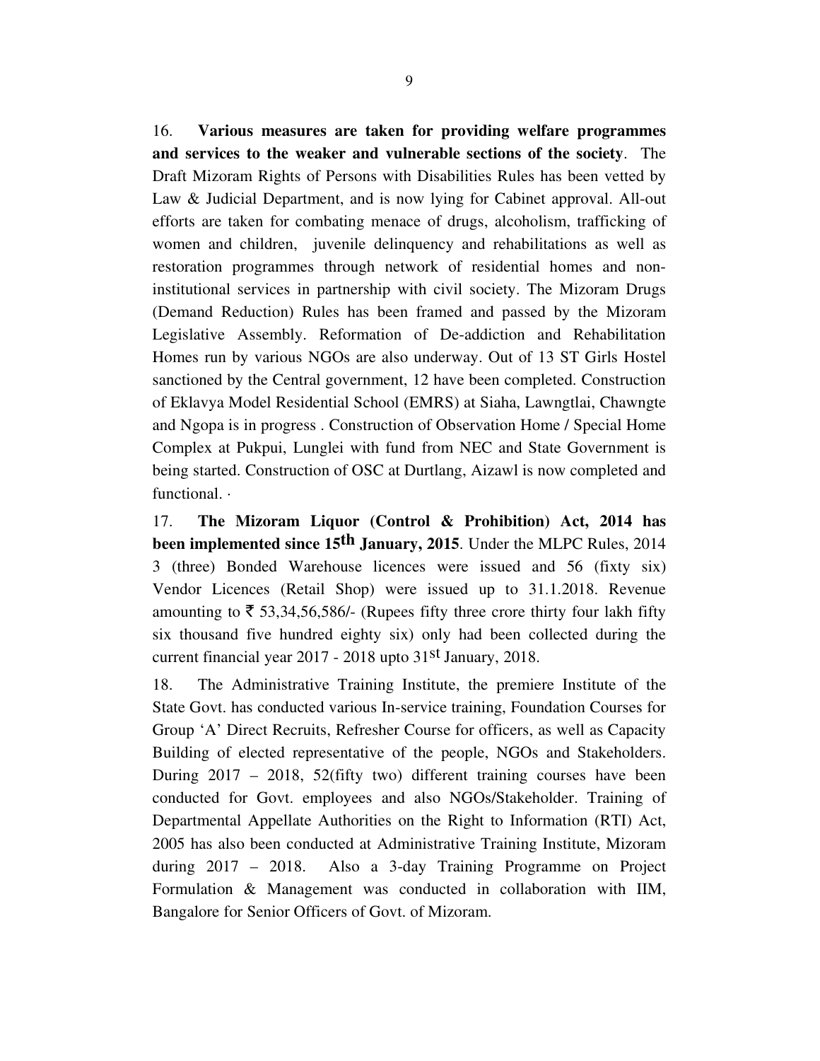16. **Various measures are taken for providing welfare programmes and services to the weaker and vulnerable sections of the society**. The Draft Mizoram Rights of Persons with Disabilities Rules has been vetted by Law & Judicial Department, and is now lying for Cabinet approval. All-out efforts are taken for combating menace of drugs, alcoholism, trafficking of women and children, juvenile delinquency and rehabilitations as well as restoration programmes through network of residential homes and non-institutional services in partnership with civil society. The Mizoram Drugs (Demand Reduction) Rules has been framed and passed by the Mizoram Legislative Assembly. Reformation of De-addiction and Rehabilitation Homes run by various NGOs are also underway. Out of 13 ST Girls Hostel sanctioned by the Central government, 12 have been completed. Construction of Eklavya Model Residential School (EMRS) at Siaha, Lawngtlai, Chawngte and Ngopa is in progress . Construction of Observation Home / Special Home Complex at Pukpui, Lunglei with fund from NEC and State Government is being started. Construction of OSC at Durtlang, Aizawl is now completed and functional. ·

17. **The Mizoram Liquor (Control & Prohibition) Act, 2014 has been implemented since 15th January, 2015**. Under the MLPC Rules, 2014 3 (three) Bonded Warehouse licences were issued and 56 (fixty six) Vendor Licences (Retail Shop) were issued up to 31.1.2018. Revenue amounting to ₹ 53,34,56,586/- (Rupees fifty three crore thirty four lakh fifty six thousand five hundred eighty six) only had been collected during the current financial year 2017 - 2018 upto 31st January, 2018.

18. The Administrative Training Institute, the premiere Institute of the State Govt. has conducted various In-service training, Foundation Courses for Group 'A' Direct Recruits, Refresher Course for officers, as well as Capacity Building of elected representative of the people, NGOs and Stakeholders. During 2017 – 2018, 52(fifty two) different training courses have been conducted for Govt. employees and also NGOs/Stakeholder. Training of Departmental Appellate Authorities on the Right to Information (RTI) Act, 2005 has also been conducted at Administrative Training Institute, Mizoram during 2017 – 2018. Also a 3-day Training Programme on Project Formulation & Management was conducted in collaboration with IIM, Bangalore for Senior Officers of Govt. of Mizoram.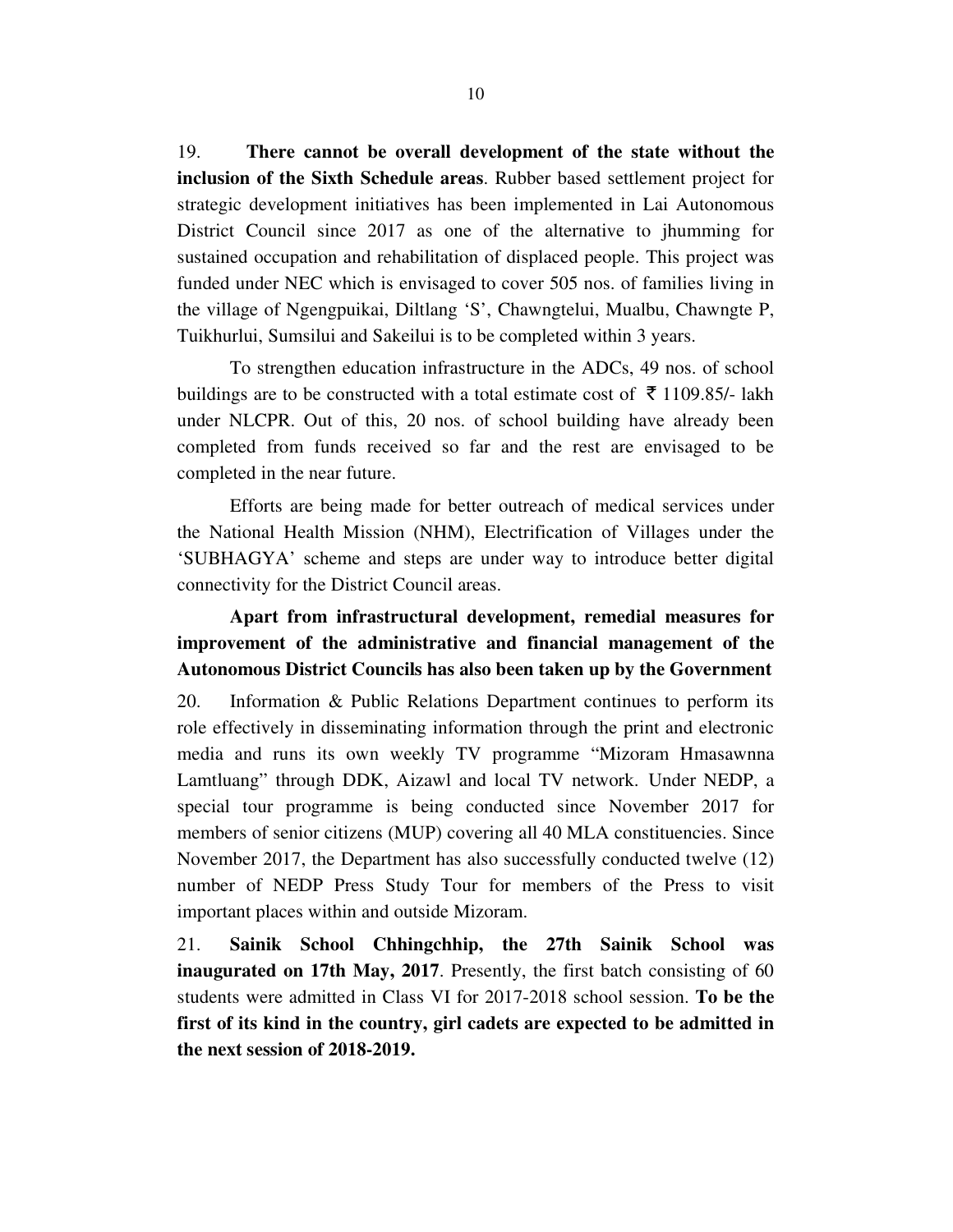19. **There cannot be overall development of the state without the inclusion of the Sixth Schedule areas**. Rubber based settlement project for strategic development initiatives has been implemented in Lai Autonomous District Council since 2017 as one of the alternative to jhumming for sustained occupation and rehabilitation of displaced people. This project was funded under NEC which is envisaged to cover 505 nos. of families living in the village of Ngengpuikai, Diltlang 'S', Chawngtelui, Mualbu, Chawngte P, Tuikhurlui, Sumsilui and Sakeilui is to be completed within 3 years.

To strengthen education infrastructure in the ADCs, 49 nos. of school buildings are to be constructed with a total estimate cost of ₹ 1109.85/- lakh under NLCPR. Out of this, 20 nos. of school building have already been completed from funds received so far and the rest are envisaged to be completed in the near future.

Efforts are being made for better outreach of medical services under the National Health Mission (NHM), Electrification of Villages under the 'SUBHAGYA' scheme and steps are under way to introduce better digital connectivity for the District Council areas.

**Apart from infrastructural development, remedial measures for improvement of the administrative and financial management of the Autonomous District Councils has also been taken up by the Government**

20. Information & Public Relations Department continues to perform its role effectively in disseminating information through the print and electronic media and runs its own weekly TV programme "Mizoram Hmasawnna Lamtluang" through DDK, Aizawl and local TV network. Under NEDP, a special tour programme is being conducted since November 2017 for members of senior citizens (MUP) covering all 40 MLA constituencies. Since November 2017, the Department has also successfully conducted twelve (12) number of NEDP Press Study Tour for members of the Press to visit important places within and outside Mizoram.

21. **Sainik School Chhingchhip, the 27th Sainik School was inaugurated on 17th May, 2017**. Presently, the first batch consisting of 60 students were admitted in Class VI for 2017-2018 school session. **To be the first of its kind in the country, girl cadets are expected to be admitted in the next session of 2018-2019.**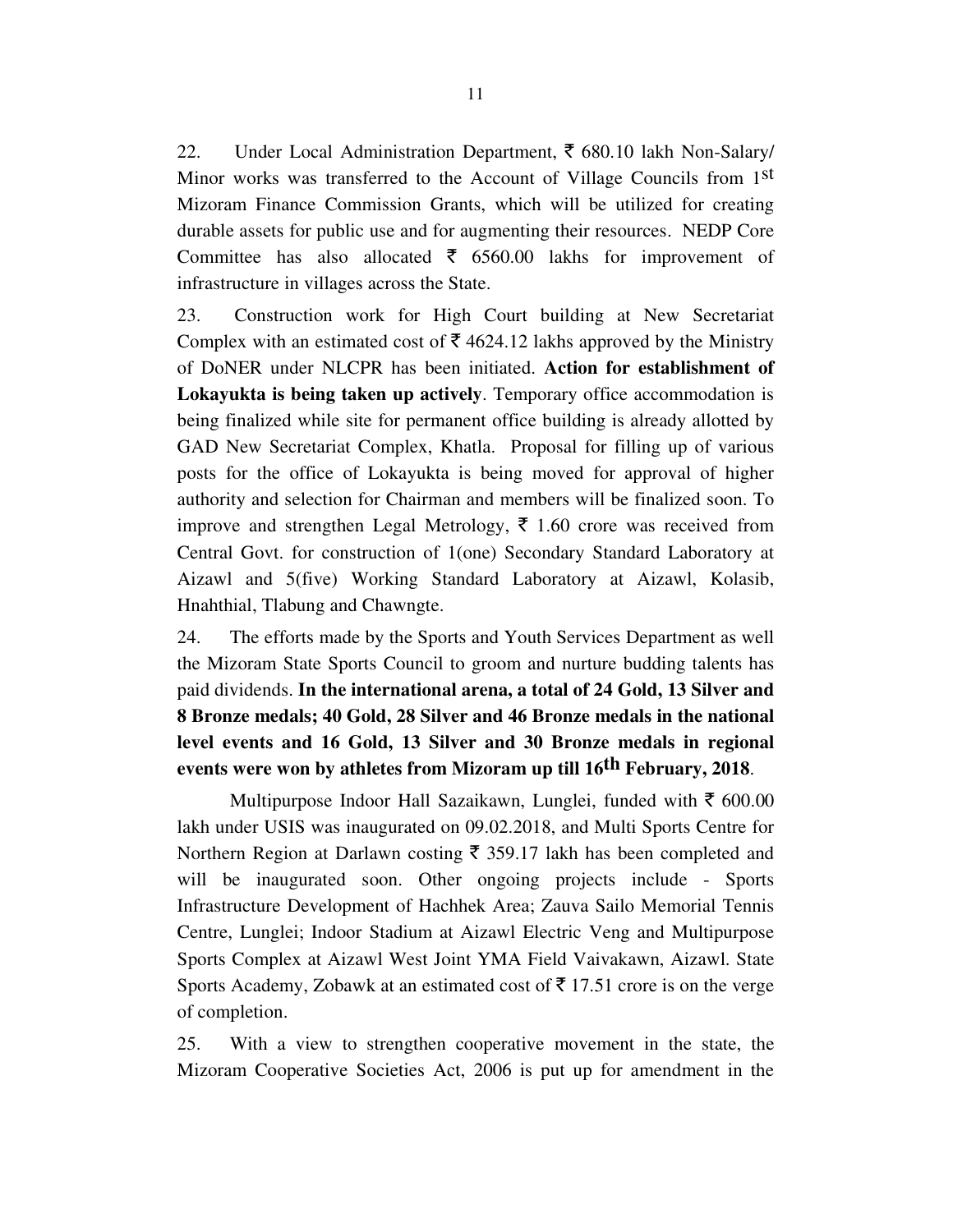22. Under Local Administration Department, ₹ 680.10 lakh Non-Salary/ Minor works was transferred to the Account of Village Councils from 1st Mizoram Finance Commission Grants, which will be utilized for creating durable assets for public use and for augmenting their resources. NEDP Core Committee has also allocated ₹ 6560.00 lakhs for improvement of infrastructure in villages across the State.

23. Construction work for High Court building at New Secretariat Complex with an estimated cost of ₹ 4624.12 lakhs approved by the Ministry of DoNER under NLCPR has been initiated. **Action for establishment of Lokayukta is being taken up actively**. Temporary office accommodation is being finalized while site for permanent office building is already allotted by GAD New Secretariat Complex, Khatla. Proposal for filling up of various posts for the office of Lokayukta is being moved for approval of higher authority and selection for Chairman and members will be finalized soon. To improve and strengthen Legal Metrology, ₹ 1.60 crore was received from Central Govt. for construction of 1(one) Secondary Standard Laboratory at Aizawl and 5(five) Working Standard Laboratory at Aizawl, Kolasib, Hnahthial, Tlabung and Chawngte.

24. The efforts made by the Sports and Youth Services Department as well the Mizoram State Sports Council to groom and nurture budding talents has paid dividends. **In the international arena, a total of 24 Gold, 13 Silver and 8 Bronze medals; 40 Gold, 28 Silver and 46 Bronze medals in the national level events and 16 Gold, 13 Silver and 30 Bronze medals in regional events were won by athletes from Mizoram up till 16th February, 2018**.

Multipurpose Indoor Hall Sazaikawn, Lunglei, funded with ₹ 600.00 lakh under USIS was inaugurated on 09.02.2018, and Multi Sports Centre for Northern Region at Darlawn costing ₹ 359.17 lakh has been completed and will be inaugurated soon. Other ongoing projects include - Sports Infrastructure Development of Hachhek Area; Zauva Sailo Memorial Tennis Centre, Lunglei; Indoor Stadium at Aizawl Electric Veng and Multipurpose Sports Complex at Aizawl West Joint YMA Field Vaivakawn, Aizawl. State Sports Academy, Zobawk at an estimated cost of ₹ 17.51 crore is on the verge of completion.

25. With a view to strengthen cooperative movement in the state, the Mizoram Cooperative Societies Act, 2006 is put up for amendment in the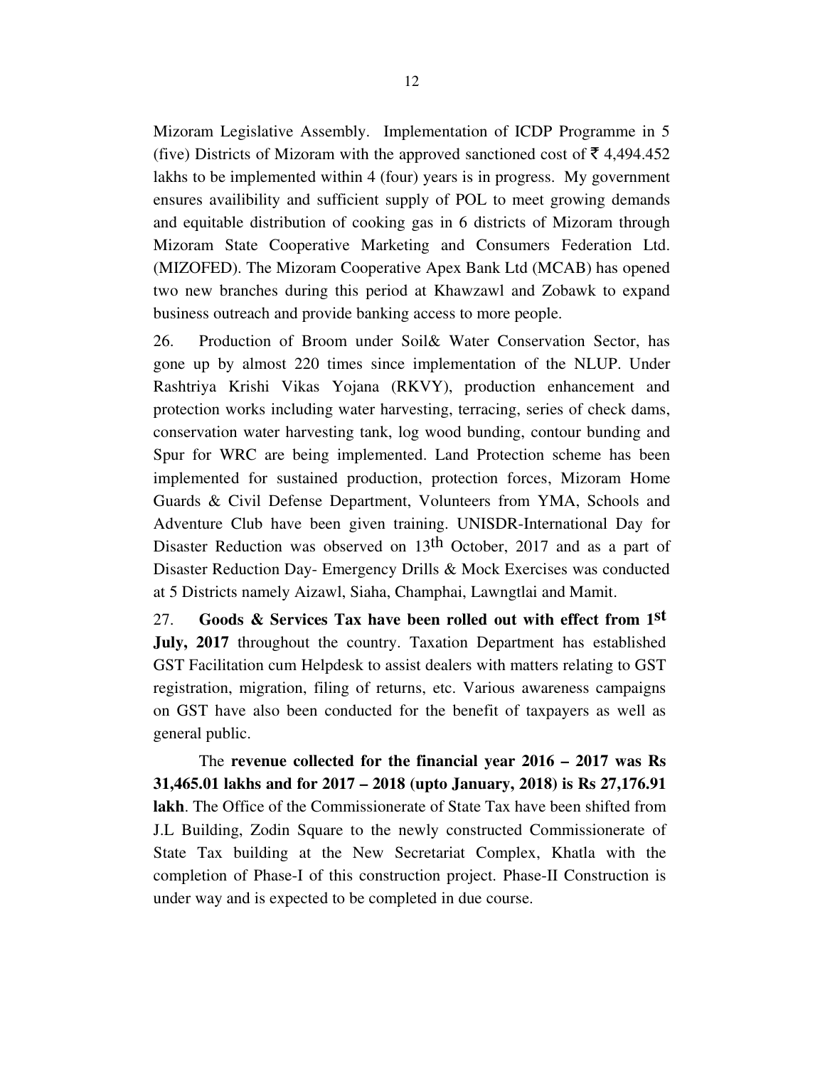Mizoram Legislative Assembly. Implementation of ICDP Programme in 5 (five) Districts of Mizoram with the approved sanctioned cost of ₹ 4,494.452 lakhs to be implemented within 4 (four) years is in progress. My government ensures availibility and sufficient supply of POL to meet growing demands and equitable distribution of cooking gas in 6 districts of Mizoram through Mizoram State Cooperative Marketing and Consumers Federation Ltd. (MIZOFED). The Mizoram Cooperative Apex Bank Ltd (MCAB) has opened two new branches during this period at Khawzawl and Zobawk to expand business outreach and provide banking access to more people.

26. Production of Broom under Soil& Water Conservation Sector, has gone up by almost 220 times since implementation of the NLUP. Under Rashtriya Krishi Vikas Yojana (RKVY), production enhancement and protection works including water harvesting, terracing, series of check dams, conservation water harvesting tank, log wood bunding, contour bunding and Spur for WRC are being implemented. Land Protection scheme has been implemented for sustained production, protection forces, Mizoram Home Guards & Civil Defense Department, Volunteers from YMA, Schools and Adventure Club have been given training. UNISDR-International Day for Disaster Reduction was observed on 13th October, 2017 and as a part of Disaster Reduction Day- Emergency Drills & Mock Exercises was conducted at 5 Districts namely Aizawl, Siaha, Champhai, Lawngtlai and Mamit.

27. **Goods & Services Tax have been rolled out with effect from 1st July, 2017** throughout the country. Taxation Department has established GST Facilitation cum Helpdesk to assist dealers with matters relating to GST registration, migration, filing of returns, etc. Various awareness campaigns on GST have also been conducted for the benefit of taxpayers as well as general public.

The **revenue collected for the financial year 2016 – 2017 was Rs 31,465.01 lakhs and for 2017 – 2018 (upto January, 2018) is Rs 27,176.91 lakh**. The Office of the Commissionerate of State Tax have been shifted from J.L Building, Zodin Square to the newly constructed Commissionerate of State Tax building at the New Secretariat Complex, Khatla with the completion of Phase-I of this construction project. Phase-II Construction is under way and is expected to be completed in due course.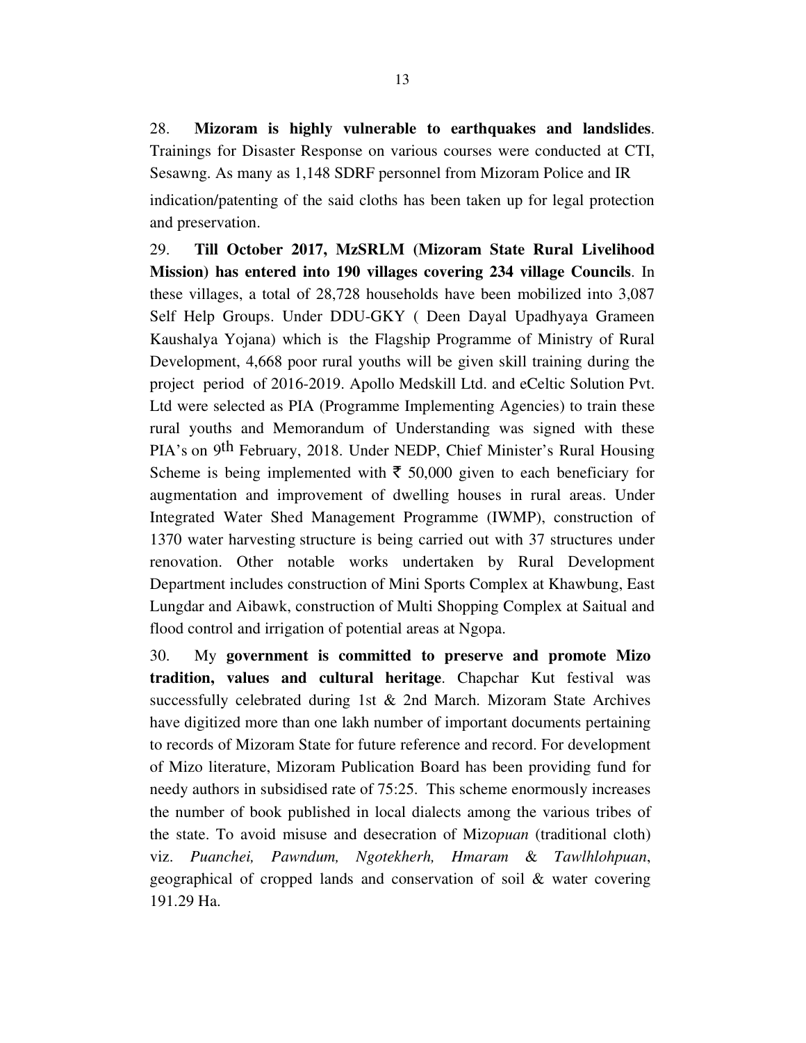28. **Mizoram is highly vulnerable to earthquakes and landslides**. Trainings for Disaster Response on various courses were conducted at CTI, Sesawng. As many as 1,148 SDRF personnel from Mizoram Police and IR

indication/patenting of the said cloths has been taken up for legal protection and preservation.

29. **Till October 2017, MzSRLM (Mizoram State Rural Livelihood Mission) has entered into 190 villages covering 234 village Councils**. In these villages, a total of 28,728 households have been mobilized into 3,087 Self Help Groups. Under DDU-GKY ( Deen Dayal Upadhyaya Grameen Kaushalya Yojana) which is the Flagship Programme of Ministry of Rural Development, 4,668 poor rural youths will be given skill training during the project period of 2016-2019. Apollo Medskill Ltd. and eCeltic Solution Pvt. Ltd were selected as PIA (Programme Implementing Agencies) to train these rural youths and Memorandum of Understanding was signed with these PIA's on 9th February, 2018. Under NEDP, Chief Minister's Rural Housing Scheme is being implemented with ₹ 50,000 given to each beneficiary for augmentation and improvement of dwelling houses in rural areas. Under Integrated Water Shed Management Programme (IWMP), construction of 1370 water harvesting structure is being carried out with 37 structures under renovation. Other notable works undertaken by Rural Development Department includes construction of Mini Sports Complex at Khawbung, East Lungdar and Aibawk, construction of Multi Shopping Complex at Saitual and flood control and irrigation of potential areas at Ngopa.

30. My **government is committed to preserve and promote Mizo tradition, values and cultural heritage**. Chapchar Kut festival was successfully celebrated during 1st & 2nd March. Mizoram State Archives have digitized more than one lakh number of important documents pertaining to records of Mizoram State for future reference and record. For development of Mizo literature, Mizoram Publication Board has been providing fund for needy authors in subsidised rate of 75:25. This scheme enormously increases the number of book published in local dialects among the various tribes of the state. To avoid misuse and desecration of Mizo*puan* (traditional cloth) viz. *Puanchei, Pawndum, Ngotekherh, Hmaram* & *Tawlhlohpuan*, geographical of cropped lands and conservation of soil & water covering 191.29 Ha.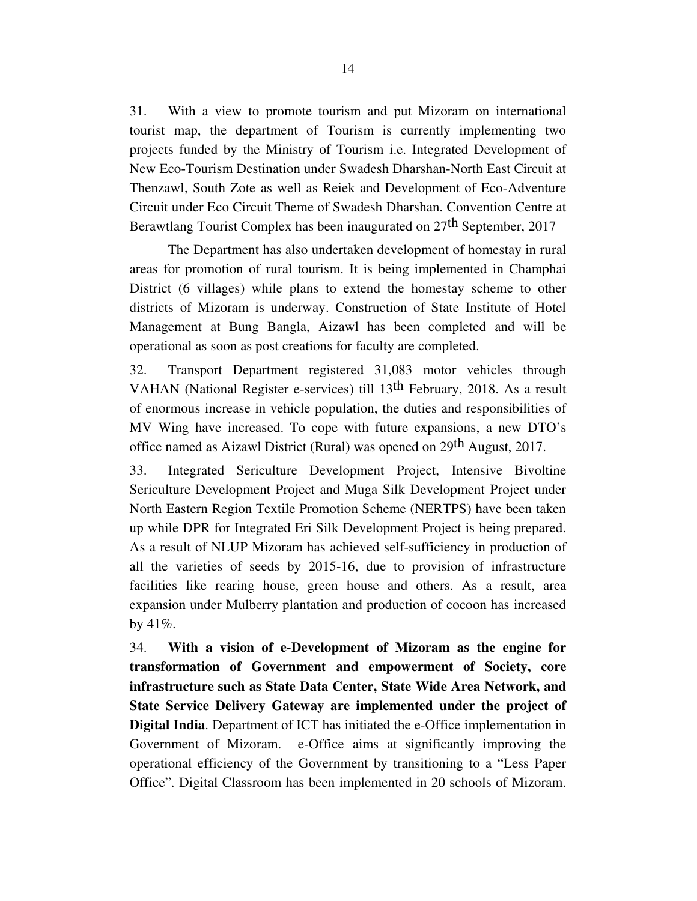31. With a view to promote tourism and put Mizoram on international tourist map, the department of Tourism is currently implementing two projects funded by the Ministry of Tourism i.e. Integrated Development of New Eco-Tourism Destination under Swadesh Dharshan-North East Circuit at Thenzawl, South Zote as well as Reiek and Development of Eco-Adventure Circuit under Eco Circuit Theme of Swadesh Dharshan. Convention Centre at Berawtlang Tourist Complex has been inaugurated on 27th September, 2017

The Department has also undertaken development of homestay in rural areas for promotion of rural tourism. It is being implemented in Champhai District (6 villages) while plans to extend the homestay scheme to other districts of Mizoram is underway. Construction of State Institute of Hotel Management at Bung Bangla, Aizawl has been completed and will be operational as soon as post creations for faculty are completed.

32. Transport Department registered 31,083 motor vehicles through VAHAN (National Register e-services) till 13th February, 2018. As a result of enormous increase in vehicle population, the duties and responsibilities of MV Wing have increased. To cope with future expansions, a new DTO's office named as Aizawl District (Rural) was opened on 29th August, 2017.

33. Integrated Sericulture Development Project, Intensive Bivoltine Sericulture Development Project and Muga Silk Development Project under North Eastern Region Textile Promotion Scheme (NERTPS) have been taken up while DPR for Integrated Eri Silk Development Project is being prepared. As a result of NLUP Mizoram has achieved self-sufficiency in production of all the varieties of seeds by 2015-16, due to provision of infrastructure facilities like rearing house, green house and others. As a result, area expansion under Mulberry plantation and production of cocoon has increased by 41%.

34. **With a vision of e-Development of Mizoram as the engine for transformation of Government and empowerment of Society, core infrastructure such as State Data Center, State Wide Area Network, and State Service Delivery Gateway are implemented under the project of Digital India**. Department of ICT has initiated the e-Office implementation in Government of Mizoram. e-Office aims at significantly improving the operational efficiency of the Government by transitioning to a "Less Paper Office". Digital Classroom has been implemented in 20 schools of Mizoram.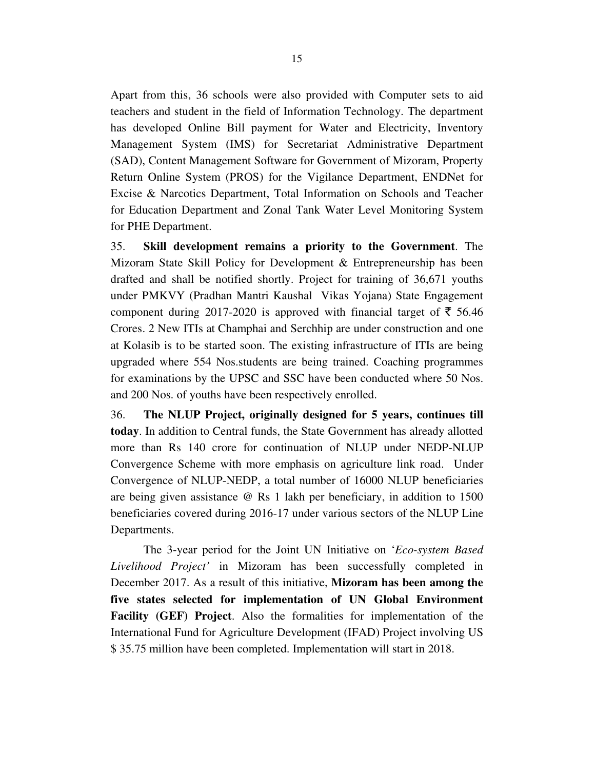Apart from this, 36 schools were also provided with Computer sets to aid teachers and student in the field of Information Technology. The department has developed Online Bill payment for Water and Electricity, Inventory Management System (IMS) for Secretariat Administrative Department (SAD), Content Management Software for Government of Mizoram, Property Return Online System (PROS) for the Vigilance Department, ENDNet for Excise & Narcotics Department, Total Information on Schools and Teacher for Education Department and Zonal Tank Water Level Monitoring System for PHE Department.

35. **Skill development remains a priority to the Government**. The Mizoram State Skill Policy for Development & Entrepreneurship has been drafted and shall be notified shortly. Project for training of 36,671 youths under PMKVY (Pradhan Mantri Kaushal Vikas Yojana) State Engagement component during 2017-2020 is approved with financial target of ₹ 56.46 Crores. 2 New ITIs at Champhai and Serchhip are under construction and one at Kolasib is to be started soon. The existing infrastructure of ITIs are being upgraded where 554 Nos.students are being trained. Coaching programmes for examinations by the UPSC and SSC have been conducted where 50 Nos. and 200 Nos. of youths have been respectively enrolled.

36. **The NLUP Project, originally designed for 5 years, continues till today**. In addition to Central funds, the State Government has already allotted more than Rs 140 crore for continuation of NLUP under NEDP-NLUP Convergence Scheme with more emphasis on agriculture link road. Under Convergence of NLUP-NEDP, a total number of 16000 NLUP beneficiaries are being given assistance @ Rs 1 lakh per beneficiary, in addition to 1500 beneficiaries covered during 2016-17 under various sectors of the NLUP Line Departments.

The 3-year period for the Joint UN Initiative on '*Eco-system Based Livelihood Project'* in Mizoram has been successfully completed in December 2017. As a result of this initiative, **Mizoram has been among the five states selected for implementation of UN Global Environment Facility (GEF) Project**. Also the formalities for implementation of the International Fund for Agriculture Development (IFAD) Project involving US $ 35.75 million have been completed. Implementation will start in 2018.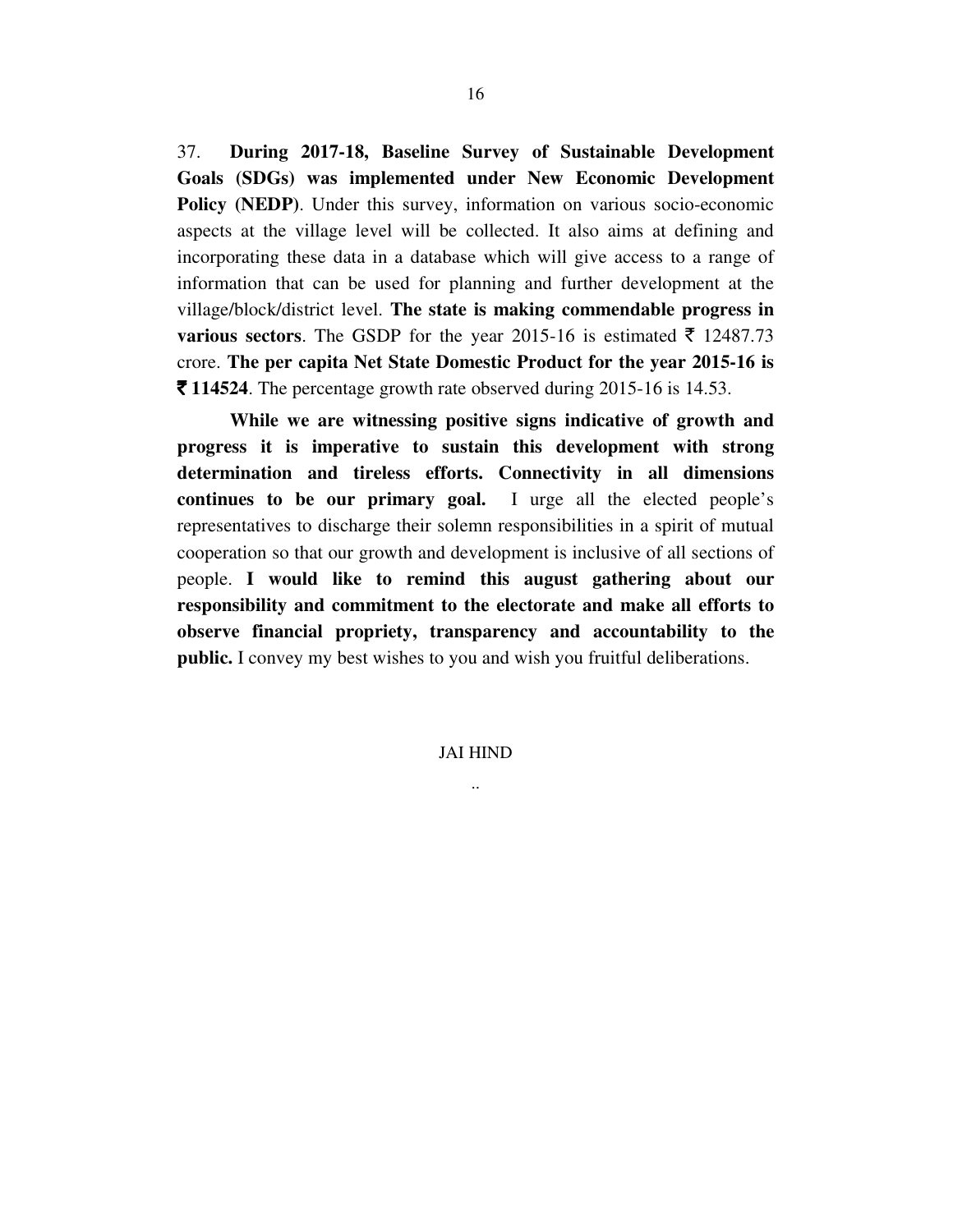37. **During 2017-18, Baseline Survey of Sustainable Development Goals (SDGs) was implemented under New Economic Development Policy (NEDP)**. Under this survey, information on various socio-economic aspects at the village level will be collected. It also aims at defining and incorporating these data in a database which will give access to a range of information that can be used for planning and further development at the village/block/district level. **The state is making commendable progress in various sectors**. The GSDP for the year 2015-16 is estimated ₹ 12487.73 crore. **The per capita Net State Domestic Product for the year 2015-16 is ₹ 114524**. The percentage growth rate observed during 2015-16 is 14.53.

**While we are witnessing positive signs indicative of growth and progress it is imperative to sustain this development with strong determination and tireless efforts. Connectivity in all dimensions continues to be our primary goal.** I urge all the elected people's representatives to discharge their solemn responsibilities in a spirit of mutual cooperation so that our growth and development is inclusive of all sections of people. **I would like to remind this august gathering about our responsibility and commitment to the electorate and make all efforts to observe financial propriety, transparency and accountability to the public.** I convey my best wishes to you and wish you fruitful deliberations.

JAI HIND

..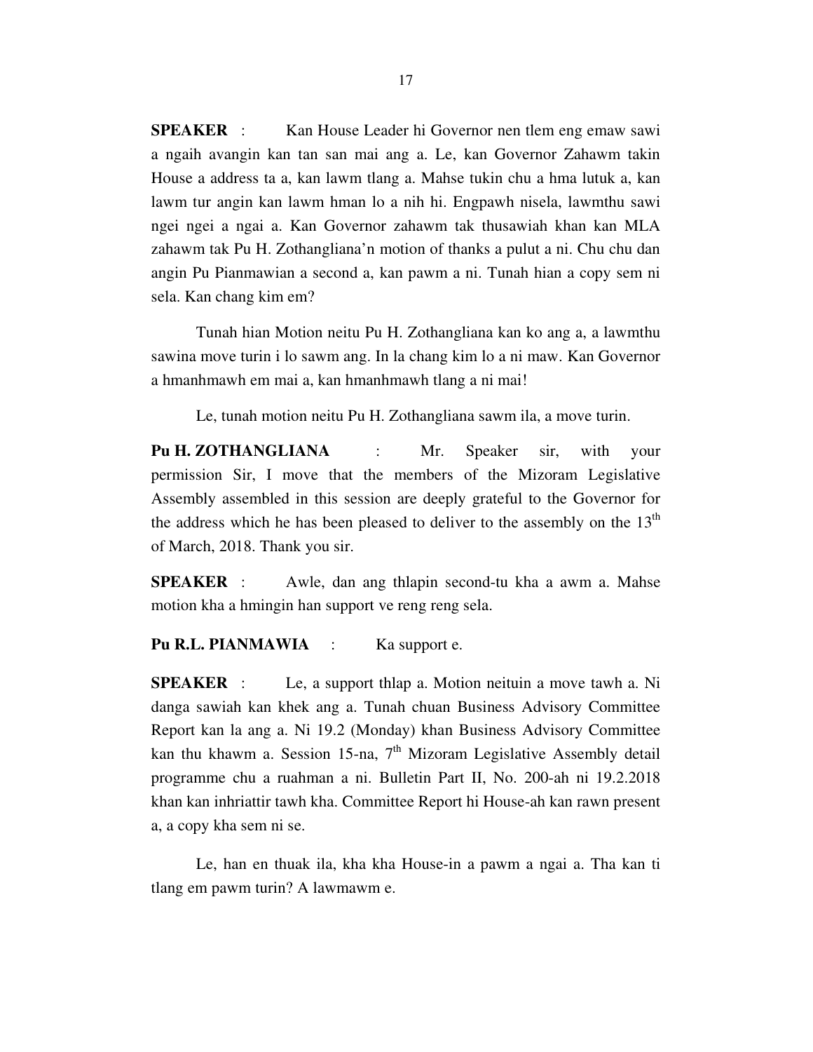**SPEAKER** : Kan House Leader hi Governor nen tlem eng emaw sawi a ngaih avangin kan tan san mai ang a. Le, kan Governor Zahawm takin House a address ta a, kan lawm tlang a. Mahse tukin chu a hma lutuk a, kan lawm tur angin kan lawm hman lo a nih hi. Engpawh nisela, lawmthu sawi ngei ngei a ngai a. Kan Governor zahawm tak thusawiah khan kan MLA zahawm tak Pu H. Zothangliana'n motion of thanks a pulut a ni. Chu chu dan angin Pu Pianmawian a second a, kan pawm a ni. Tunah hian a copy sem ni sela. Kan chang kim em?

Tunah hian Motion neitu Pu H. Zothangliana kan ko ang a, a lawmthu sawina move turin i lo sawm ang. In la chang kim lo a ni maw. Kan Governor a hmanhmawh em mai a, kan hmanhmawh tlang a ni mai!

Le, tunah motion neitu Pu H. Zothangliana sawm ila, a move turin.

**Pu H. ZOTHANGLIANA** : Mr. Speaker sir, with your permission Sir, I move that the members of the Mizoram Legislative Assembly assembled in this session are deeply grateful to the Governor for the address which he has been pleased to deliver to the assembly on the 13th of March, 2018. Thank you sir.

**SPEAKER** : Awle, dan ang thlapin second-tu kha a awm a. Mahse motion kha a hmingin han support ve reng reng sela.

**Pu R.L. PIANMAWIA** : Ka support e.

**SPEAKER** : Le, a support thlap a. Motion neituin a move tawh a. Ni danga sawiah kan khek ang a. Tunah chuan Business Advisory Committee Report kan la ang a. Ni 19.2 (Monday) khan Business Advisory Committee kan thu khawm a. Session 15-na, 7th Mizoram Legislative Assembly detail programme chu a ruahman a ni. Bulletin Part II, No. 200-ah ni 19.2.2018 khan kan inhriattir tawh kha. Committee Report hi House-ah kan rawn present a, a copy kha sem ni se.

Le, han en thuak ila, kha kha House-in a pawm a ngai a. Tha kan ti tlang em pawm turin? A lawmawm e.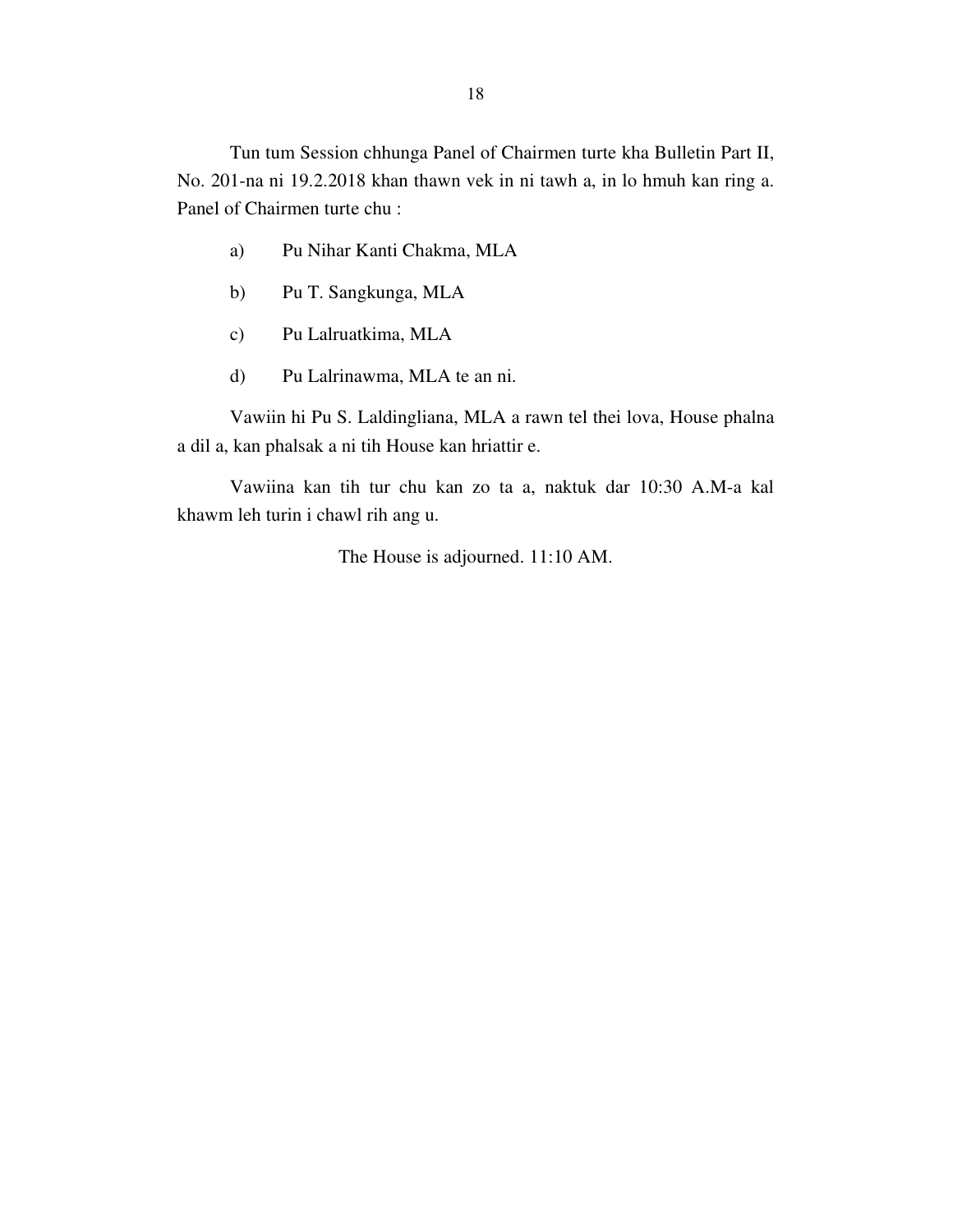Tun tum Session chhunga Panel of Chairmen turte kha Bulletin Part II, No. 201-na ni 19.2.2018 khan thawn vek in ni tawh a, in lo hmuh kan ring a. Panel of Chairmen turte chu :

a) Pu Nihar Kanti Chakma, MLA

b) Pu T. Sangkunga, MLA

c) Pu Lalruatkima, MLA

d) Pu Lalrinawma, MLA te an ni.

Vawiin hi Pu S. Laldingliana, MLA a rawn tel thei lova, House phalna a dil a, kan phalsak a ni tih House kan hriattir e.

Vawiina kan tih tur chu kan zo ta a, naktuk dar 10:30 A.M-a kal khawm leh turin i chawl rih ang u.

The House is adjourned. 11:10 AM.